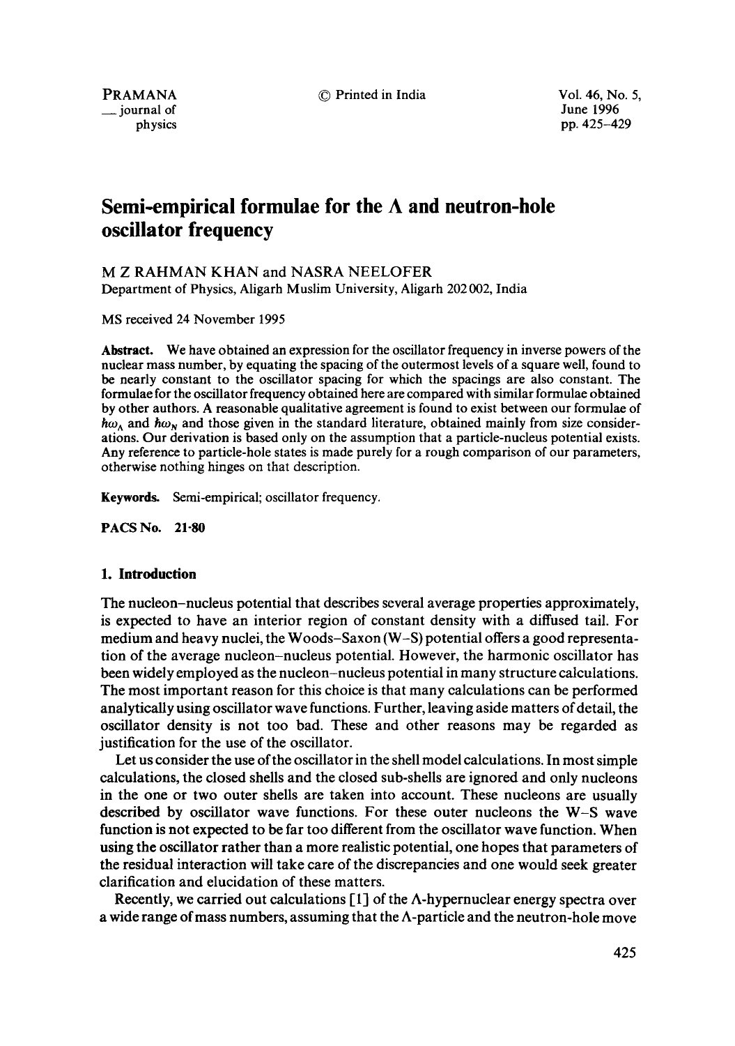# Semi-empirical formulae for the $\Lambda$ and neutron-hole oscillator frequency

M Z RAHMAN KHAN and NASRA NEELOFER

Department of Physics, Aligarh Muslim University, Aligarh 202 002, India

MS received 24 November 1995

**Abstract.** We have obtained an expression for the oscillator frequency in inverse powers of the nuclear mass number, by equating the spacing of the outermost levels of a square well, found to be nearly constant to the oscillator spacing for which the spacings are also constant. The formulae for the oscillator frequency obtained here are compared with similar formulae obtained by other authors. A reasonable qualitative agreement is found to exist between our formulae of $\hbar\omega_\Lambda$ and $\hbar\omega_N$ and those given in the standard literature, obtained mainly from size considerations. Our derivation is based only on the assumption that a particle-nucleus potential exists. Any reference to particle-hole states is made purely for a rough comparison of our parameters, otherwise nothing hinges on that description.

**Keywords.** Semi-empirical; oscillator frequency.

**PACS No. 21·80**

## 1. Introduction

The nucleon–nucleus potential that describes several average properties approximately, is expected to have an interior region of constant density with a diffused tail. For medium and heavy nuclei, the Woods–Saxon (W–S) potential offers a good representation of the average nucleon–nucleus potential. However, the harmonic oscillator has been widely employed as the nucleon–nucleus potential in many structure calculations. The most important reason for this choice is that many calculations can be performed analytically using oscillator wave functions. Further, leaving aside matters of detail, the oscillator density is not too bad. These and other reasons may be regarded as justification for the use of the oscillator.

Let us consider the use of the oscillator in the shell model calculations. In most simple calculations, the closed shells and the closed sub-shells are ignored and only nucleons in the one or two outer shells are taken into account. These nucleons are usually described by oscillator wave functions. For these outer nucleons the W–S wave function is not expected to be far too different from the oscillator wave function. When using the oscillator rather than a more realistic potential, one hopes that parameters of the residual interaction will take care of the discrepancies and one would seek greater clarification and elucidation of these matters.

Recently, we carried out calculations [1] of the $\Lambda$-hypernuclear energy spectra over a wide range of mass numbers, assuming that the $\Lambda$-particle and the neutron-hole move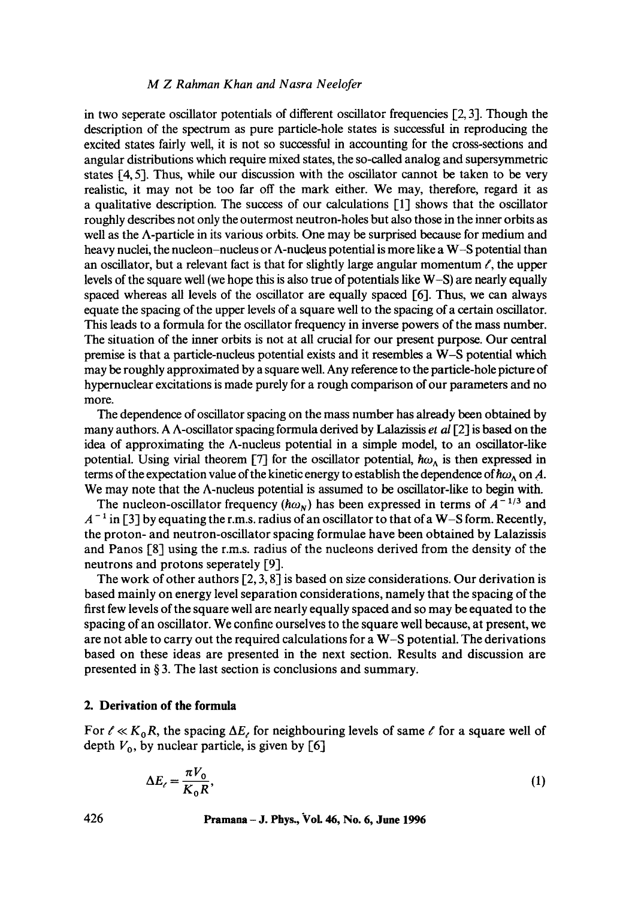in two seperate oscillator potentials of different oscillator frequencies [2, 3]. Though the description of the spectrum as pure particle-hole states is successful in reproducing the excited states fairly well, it is not so successful in accounting for the cross-sections and angular distributions which require mixed states, the so-called analog and supersymmetric states [4, 5]. Thus, while our discussion with the oscillator cannot be taken to be very realistic, it may not be too far off the mark either. We may, therefore, regard it as a qualitative description. The success of our calculations [1] shows that the oscillator roughly describes not only the outermost neutron-holes but also those in the inner orbits as well as the Λ-particle in its various orbits. One may be surprised because for medium and heavy nuclei, the nucleon–nucleus or Λ-nucleus potential is more like a W–S potential than an oscillator, but a relevant fact is that for slightly large angular momentum $\ell$, the upper levels of the square well (we hope this is also true of potentials like W–S) are nearly equally spaced whereas all levels of the oscillator are equally spaced [6]. Thus, we can always equate the spacing of the upper levels of a square well to the spacing of a certain oscillator. This leads to a formula for the oscillator frequency in inverse powers of the mass number. The situation of the inner orbits is not at all crucial for our present purpose. Our central premise is that a particle-nucleus potential exists and it resembles a W–S potential which may be roughly approximated by a square well. Any reference to the particle-hole picture of hypernuclear excitations is made purely for a rough comparison of our parameters and no more.

The dependence of oscillator spacing on the mass number has already been obtained by many authors. A Λ-oscillator spacing formula derived by Lalazissis *et al* [2] is based on the idea of approximating the Λ-nucleus potential in a simple model, to an oscillator-like potential. Using virial theorem [7] for the oscillator potential, $\hbar\omega_\Lambda$ is then expressed in terms of the expectation value of the kinetic energy to establish the dependence of $\hbar\omega_\Lambda$ on $A$. We may note that the Λ-nucleus potential is assumed to be oscillator-like to begin with.

The nucleon-oscillator frequency ($\hbar\omega_N$) has been expressed in terms of $A^{-1/3}$ and $A^{-1}$ in [3] by equating the r.m.s. radius of an oscillator to that of a W–S form. Recently, the proton- and neutron-oscillator spacing formulae have been obtained by Lalazissis and Panos [8] using the r.m.s. radius of the nucleons derived from the density of the neutrons and protons seperately [9].

The work of other authors [2, 3, 8] is based on size considerations. Our derivation is based mainly on energy level separation considerations, namely that the spacing of the first few levels of the square well are nearly equally spaced and so may be equated to the spacing of an oscillator. We confine ourselves to the square well because, at present, we are not able to carry out the required calculations for a W–S potential. The derivations based on these ideas are presented in the next section. Results and discussion are presented in § 3. The last section is conclusions and summary.

## 2. Derivation of the formula

For $\ell \ll K_0 R$, the spacing $\Delta E_\ell$ for neighbouring levels of same $\ell$ for a square well of depth $V_0$, by nuclear particle, is given by [6]

$$\Delta E_\ell = \frac{\pi V_0}{K_0 R}, \tag{1}$$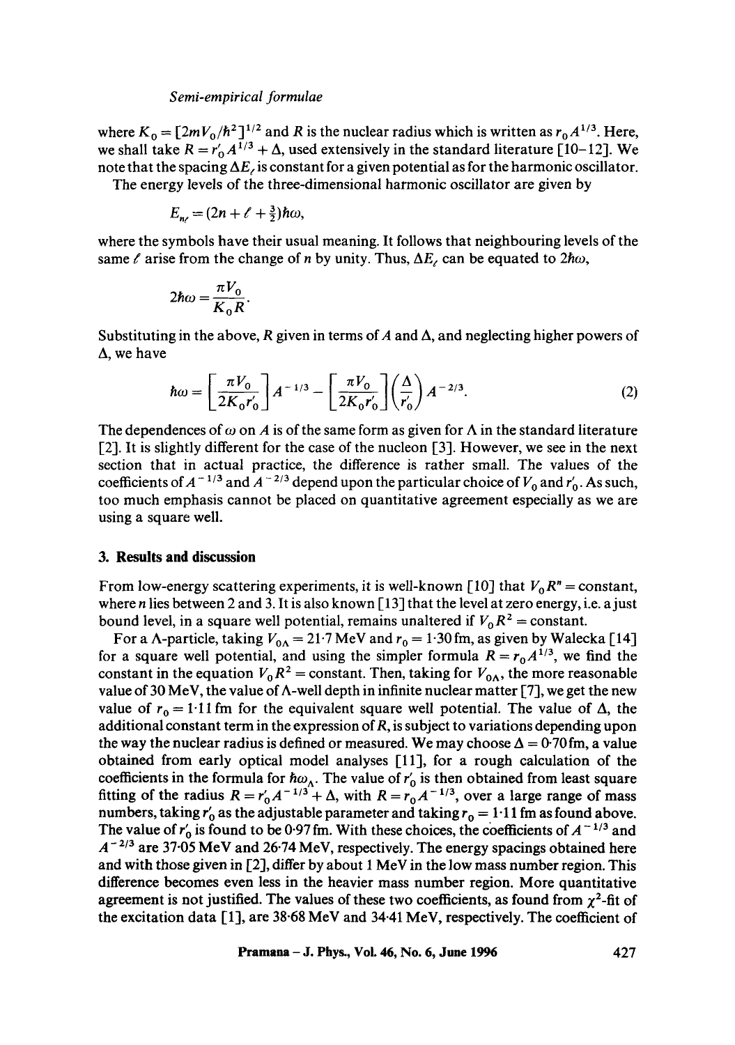where $K_0 = [2mV_0/\hbar^2]^{1/2}$ and $R$ is the nuclear radius which is written as $r_0 A^{1/3}$. Here, we shall take $R = r'_0 A^{1/3} + \Delta$, used extensively in the standard literature [10–12]. We note that the spacing $\Delta E_\ell$ is constant for a given potential as for the harmonic oscillator.

The energy levels of the three-dimensional harmonic oscillator are given by

$$E_{n\ell} = (2n + \ell + \tfrac{3}{2})\hbar\omega,$$

where the symbols have their usual meaning. It follows that neighbouring levels of the same $\ell$ arise from the change of $n$ by unity. Thus, $\Delta E_\ell$ can be equated to $2\hbar\omega$,

$$2\hbar\omega = \frac{\pi V_0}{K_0 R}.$$

Substituting in the above, $R$ given in terms of $A$ and $\Delta$, and neglecting higher powers of $\Delta$, we have

$$\hbar\omega = \left[\frac{\pi V_0}{2K_0 r'_0}\right] A^{-1/3} - \left[\frac{\pi V_0}{2K_0 r'_0}\right]\left(\frac{\Delta}{r'_0}\right) A^{-2/3}. \tag{2}$$

The dependences of $\omega$ on $A$ is of the same form as given for $\Lambda$ in the standard literature [2]. It is slightly different for the case of the nucleon [3]. However, we see in the next section that in actual practice, the difference is rather small. The values of the coefficients of $A^{-1/3}$ and $A^{-2/3}$ depend upon the particular choice of $V_0$ and $r'_0$. As such, too much emphasis cannot be placed on quantitative agreement especially as we are using a square well.

## 3. Results and discussion

From low-energy scattering experiments, it is well-known [10] that $V_0 R^n = \text{constant}$, where $n$ lies between 2 and 3. It is also known [13] that the level at zero energy, i.e. a just bound level, in a square well potential, remains unaltered if $V_0 R^2 = \text{constant}$.

For a $\Lambda$-particle, taking $V_{0\Lambda} = 21{\cdot}7$ MeV and $r_0 = 1{\cdot}30$ fm, as given by Walecka [14] for a square well potential, and using the simpler formula $R = r_0 A^{1/3}$, we find the constant in the equation $V_0 R^2 = \text{constant}$. Then, taking for $V_{0\Lambda}$, the more reasonable value of 30 MeV, the value of $\Lambda$-well depth in infinite nuclear matter [7], we get the new value of $r_0 = 1{\cdot}11$ fm for the equivalent square well potential. The value of $\Delta$, the additional constant term in the expression of $R$, is subject to variations depending upon the way the nuclear radius is defined or measured. We may choose $\Delta = 0{\cdot}70$ fm, a value obtained from early optical model analyses [11], for a rough calculation of the coefficients in the formula for $\hbar\omega_\Lambda$. The value of $r'_0$ is then obtained from least square fitting of the radius $R = r'_0 A^{-1/3} + \Delta$, with $R = r_0 A^{-1/3}$, over a large range of mass numbers, taking $r'_0$ as the adjustable parameter and taking $r_0 = 1{\cdot}11$ fm as found above. The value of $r'_0$ is found to be $0{\cdot}97$ fm. With these choices, the coefficients of $A^{-1/3}$ and $A^{-2/3}$ are 37·05 MeV and 26·74 MeV, respectively. The energy spacings obtained here and with those given in [2], differ by about 1 MeV in the low mass number region. This difference becomes even less in the heavier mass number region. More quantitative agreement is not justified. The values of these two coefficients, as found from $\chi^2$-fit of the excitation data [1], are 38·68 MeV and 34·41 MeV, respectively. The coefficient of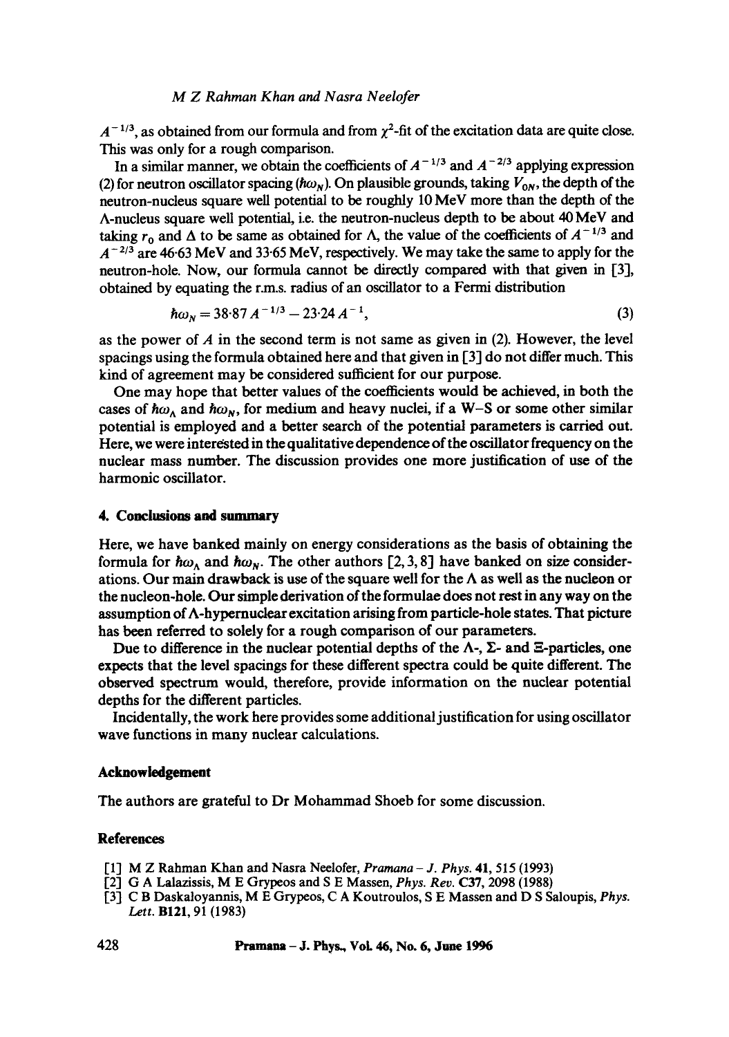$A^{-1/3}$, as obtained from our formula and from $\chi^2$-fit of the excitation data are quite close. This was only for a rough comparison.

In a similar manner, we obtain the coefficients of $A^{-1/3}$ and $A^{-2/3}$ applying expression (2) for neutron oscillator spacing ($\hbar\omega_N$). On plausible grounds, taking $V_{0N}$, the depth of the neutron-nucleus square well potential to be roughly 10 MeV more than the depth of the Λ-nucleus square well potential, i.e. the neutron-nucleus depth to be about 40 MeV and taking $r_0$ and Δ to be same as obtained for Λ, the value of the coefficients of $A^{-1/3}$ and $A^{-2/3}$ are 46·63 MeV and 33·65 MeV, respectively. We may take the same to apply for the neutron-hole. Now, our formula cannot be directly compared with that given in [3], obtained by equating the r.m.s. radius of an oscillator to a Fermi distribution

$$\hbar\omega_N = 38{\cdot}87\, A^{-1/3} - 23{\cdot}24\, A^{-1}, \tag{3}$$

as the power of $A$ in the second term is not same as given in (2). However, the level spacings using the formula obtained here and that given in [3] do not differ much. This kind of agreement may be considered sufficient for our purpose.

One may hope that better values of the coefficients would be achieved, in both the cases of $\hbar\omega_\Lambda$ and $\hbar\omega_N$, for medium and heavy nuclei, if a W–S or some other similar potential is employed and a better search of the potential parameters is carried out. Here, we were interested in the qualitative dependence of the oscillator frequency on the nuclear mass number. The discussion provides one more justification of use of the harmonic oscillator.

## 4. Conclusions and summary

Here, we have banked mainly on energy considerations as the basis of obtaining the formula for $\hbar\omega_\Lambda$ and $\hbar\omega_N$. The other authors [2, 3, 8] have banked on size considerations. Our main drawback is use of the square well for the Λ as well as the nucleon or the nucleon-hole. Our simple derivation of the formulae does not rest in any way on the assumption of Λ-hypernuclear excitation arising from particle-hole states. That picture has been referred to solely for a rough comparison of our parameters.

Due to difference in the nuclear potential depths of the Λ-, Σ- and Ξ-particles, one expects that the level spacings for these different spectra could be quite different. The observed spectrum would, therefore, provide information on the nuclear potential depths for the different particles.

Incidentally, the work here provides some additional justification for using oscillator wave functions in many nuclear calculations.

## Acknowledgement

The authors are grateful to Dr Mohammad Shoeb for some discussion.

## References

[1] M Z Rahman Khan and Nasra Neelofer, *Pramana – J. Phys.* **41**, 515 (1993)
[2] G A Lalazissis, M E Grypeos and S E Massen, *Phys. Rev.* **C37**, 2098 (1988)
[3] C B Daskaloyannis, M E Grypeos, C A Koutroulos, S E Massen and D S Saloupis, *Phys. Lett.* **B121**, 91 (1983)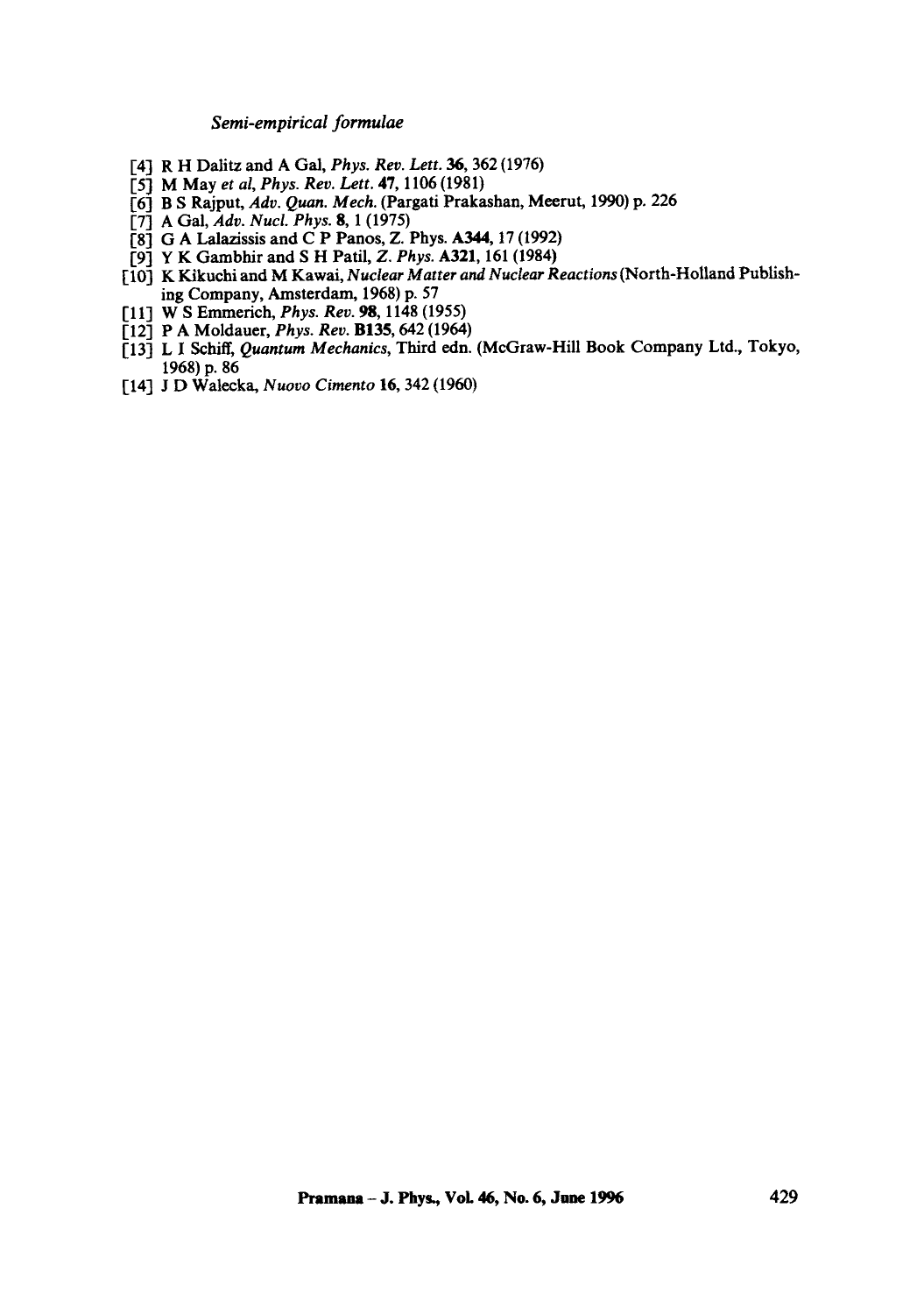[4] R H Dalitz and A Gal, *Phys. Rev. Lett.* **36**, 362 (1976)

[5] M May *et al*, *Phys. Rev. Lett.* **47**, 1106 (1981)

[6] B S Rajput, *Adv. Quan. Mech.* (Pargati Prakashan, Meerut, 1990) p. 226

[7] A Gal, *Adv. Nucl. Phys.* **8**, 1 (1975)

[8] G A Lalazissis and C P Panos, Z. Phys. **A344**, 17 (1992)

[9] Y K Gambhir and S H Patil, *Z. Phys.* **A321**, 161 (1984)

[10] K Kikuchi and M Kawai, *Nuclear Matter and Nuclear Reactions* (North-Holland Publishing Company, Amsterdam, 1968) p. 57

[11] W S Emmerich, *Phys. Rev.* **98**, 1148 (1955)

[12] P A Moldauer, *Phys. Rev.* **B135**, 642 (1964)

[13] L I Schiff, *Quantum Mechanics*, Third edn. (McGraw-Hill Book Company Ltd., Tokyo, 1968) p. 86

[14] J D Walecka, *Nuovo Cimento* **16**, 342 (1960)